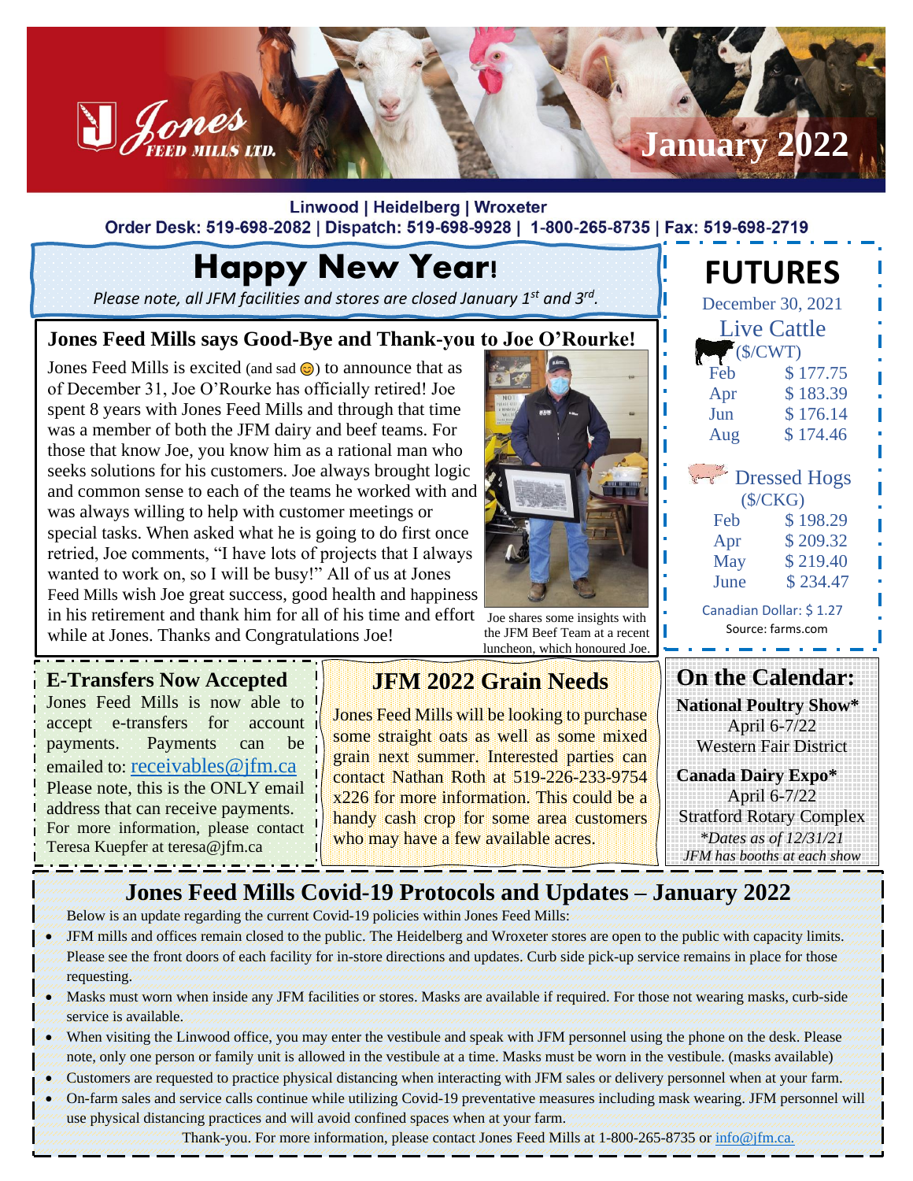Jones Feed Mills Ltd.

# January 2022

Linwood | Heidelberg | Wroxeter

Order Desk: 519-698-2082 | Dispatch: 519-698-9928 | 1-800-265-8735 | Fax: 519-698-2719

# Happy New Year!

*Please note, all JFM facilities and stores are closed January 1st and 3rd.*

## Jones Feed Mills says Good-Bye and Thank-you to Joe O'Rourke!

Jones Feed Mills is excited (and sad ☹) to announce that as of December 31, Joe O'Rourke has officially retired! Joe spent 8 years with Jones Feed Mills and through that time was a member of both the JFM dairy and beef teams. For those that know Joe, you know him as a rational man who seeks solutions for his customers. Joe always brought logic and common sense to each of the teams he worked with and was always willing to help with customer meetings or special tasks. When asked what he is going to do first once retried, Joe comments, "I have lots of projects that I always wanted to work on, so I will be busy!" All of us at Jones Feed Mills wish Joe great success, good health and happiness in his retirement and thank him for all of his time and effort while at Jones. Thanks and Congratulations Joe!

Joe shares some insights with the JFM Beef Team at a recent luncheon, which honoured Joe.

## FUTURES

December 30, 2021

**Live Cattle** ($/CWT)

| | |
|---|---|
| Feb | $ 177.75 |
| Apr | $ 183.39 |
| Jun | $ 176.14 |
| Aug | $ 174.46 |

**Dressed Hogs** ($/CKG)

| | |
|---|---|
| Feb | $ 198.29 |
| Apr | $ 209.32 |
| May | $ 219.40 |
| June | $ 234.47 |

Canadian Dollar: $ 1.27

Source: farms.com

## E-Transfers Now Accepted

Jones Feed Mills is now able to accept e-transfers for account payments. Payments can be emailed to: receivables@jfm.ca

Please note, this is the ONLY email address that can receive payments. For more information, please contact Teresa Kuepfer at teresa@jfm.ca

## JFM 2022 Grain Needs

Jones Feed Mills will be looking to purchase some straight oats as well as some mixed grain next summer. Interested parties can contact Nathan Roth at 519-226-233-9754 x226 for more information. This could be a handy cash crop for some area customers who may have a few available acres.

## On the Calendar:

**National Poultry Show***
April 6-7/22
Western Fair District

**Canada Dairy Expo***
April 6-7/22
Stratford Rotary Complex

*\*Dates as of 12/31/21*
*JFM has booths at each show*

## Jones Feed Mills Covid-19 Protocols and Updates – January 2022

Below is an update regarding the current Covid-19 policies within Jones Feed Mills:

- JFM mills and offices remain closed to the public. The Heidelberg and Wroxeter stores are open to the public with capacity limits. Please see the front doors of each facility for in-store directions and updates. Curb side pick-up service remains in place for those requesting.
- Masks must worn when inside any JFM facilities or stores. Masks are available if required. For those not wearing masks, curb-side service is available.
- When visiting the Linwood office, you may enter the vestibule and speak with JFM personnel using the phone on the desk. Please note, only one person or family unit is allowed in the vestibule at a time. Masks must be worn in the vestibule. (masks available)
- Customers are requested to practice physical distancing when interacting with JFM sales or delivery personnel when at your farm.
- On-farm sales and service calls continue while utilizing Covid-19 preventative measures including mask wearing. JFM personnel will use physical distancing practices and will avoid confined spaces when at your farm.

Thank-you. For more information, please contact Jones Feed Mills at 1-800-265-8735 or info@jfm.ca.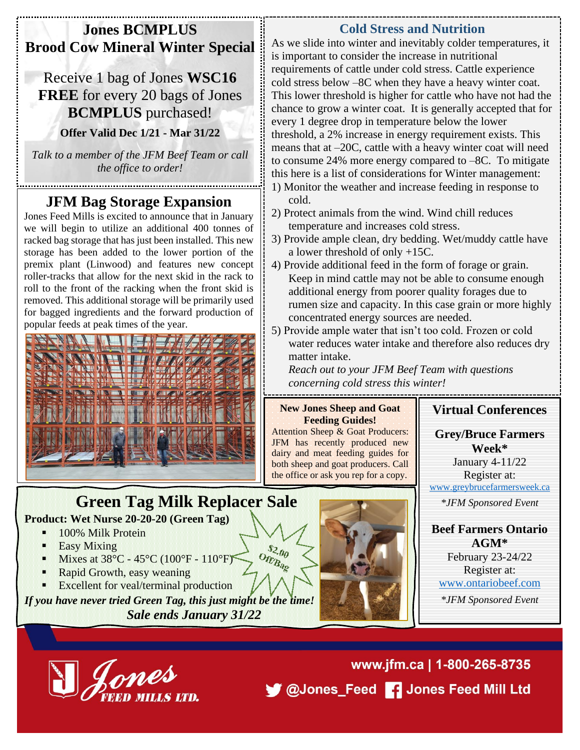## Jones BCMPLUS Brood Cow Mineral Winter Special

Receive 1 bag of Jones **WSC16 FREE** for every 20 bags of Jones **BCMPLUS** purchased!

**Offer Valid Dec 1/21 - Mar 31/22**

*Talk to a member of the JFM Beef Team or call the office to order!*

## JFM Bag Storage Expansion

Jones Feed Mills is excited to announce that in January we will begin to utilize an additional 400 tonnes of racked bag storage that has just been installed. This new storage has been added to the lower portion of the premix plant (Linwood) and features new concept roller-tracks that allow for the next skid in the rack to roll to the front of the racking when the front skid is removed. This additional storage will be primarily used for bagged ingredients and the forward production of popular feeds at peak times of the year.

## Cold Stress and Nutrition

As we slide into winter and inevitably colder temperatures, it is important to consider the increase in nutritional requirements of cattle under cold stress. Cattle experience cold stress below –8C when they have a heavy winter coat. This lower threshold is higher for cattle who have not had the chance to grow a winter coat. It is generally accepted that for every 1 degree drop in temperature below the lower threshold, a 2% increase in energy requirement exists. This means that at –20C, cattle with a heavy winter coat will need to consume 24% more energy compared to –8C. To mitigate this here is a list of considerations for Winter management:

1) Monitor the weather and increase feeding in response to cold.
2) Protect animals from the wind. Wind chill reduces temperature and increases cold stress.
3) Provide ample clean, dry bedding. Wet/muddy cattle have a lower threshold of only +15C.
4) Provide additional feed in the form of forage or grain. Keep in mind cattle may not be able to consume enough additional energy from poorer quality forages due to rumen size and capacity. In this case grain or more highly concentrated energy sources are needed.
5) Provide ample water that isn't too cold. Frozen or cold water reduces water intake and therefore also reduces dry matter intake.

*Reach out to your JFM Beef Team with questions concerning cold stress this winter!*

**New Jones Sheep and Goat Feeding Guides!**

Attention Sheep & Goat Producers: JFM has recently produced new dairy and meat feeding guides for both sheep and goat producers. Call the office or ask you rep for a copy.

## Virtual Conferences

**Grey/Bruce Farmers Week***
January 4-11/22
Register at:
www.greybrucefarmersweek.ca
*\*JFM Sponsored Event*

**Beef Farmers Ontario AGM***
February 23-24/22
Register at:
www.ontariobeef.com
*\*JFM Sponsored Event*

## Green Tag Milk Replacer Sale

**Product: Wet Nurse 20-20-20 (Green Tag)**

- 100% Milk Protein
- Easy Mixing
- Mixes at 38°C - 45°C (100°F - 110°F)
- Rapid Growth, easy weaning
- Excellent for veal/terminal production

$2.00 Off/Bag

***If you have never tried Green Tag, this just might be the time!***

***Sale ends January 31/22***

Jones FEED MILLS LTD.

www.jfm.ca | 1-800-265-8735

@Jones_Feed Jones Feed Mill Ltd